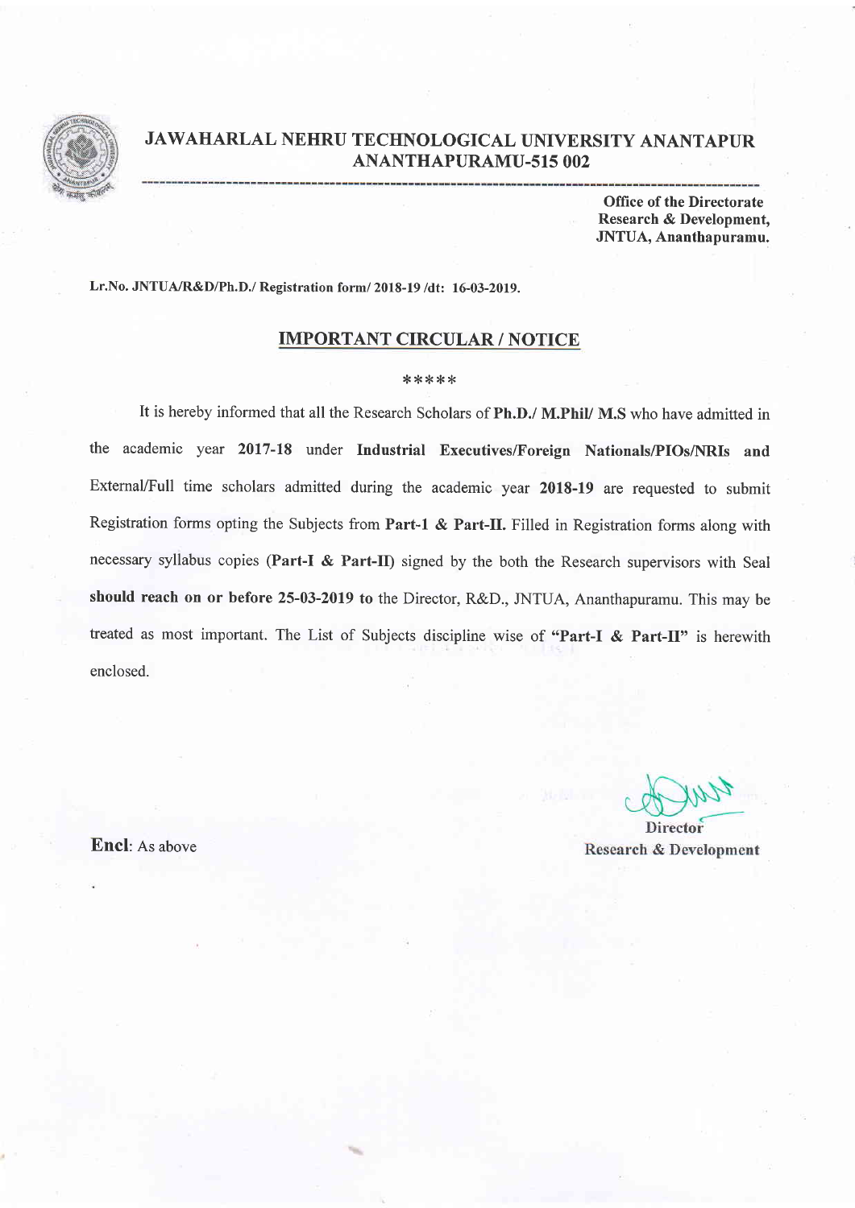# JAWAHARLAL NEHRU TECHNOLOGICAL UNIVERSITY ANANTAPUR
## ANANTHAPURAMU-515 002

**Office of the Directorate**
**Research & Development,**
**JNTUA, Ananthapuramu.**

**Lr.No. JNTUA/R&D/Ph.D./ Registration form/ 2018-19 /dt: 16-03-2019.**

## IMPORTANT CIRCULAR / NOTICE

*****

It is hereby informed that all the Research Scholars of **Ph.D./ M.Phil/ M.S** who have admitted in the academic year **2017-18** under **Industrial Executives/Foreign Nationals/PIOs/NRIs and** External/Full time scholars admitted during the academic year **2018-19** are requested to submit Registration forms opting the Subjects from **Part-1 & Part-II.** Filled in Registration forms along with necessary syllabus copies (**Part-I & Part-II**) signed by the both the Research supervisors with Seal **should reach on or before 25-03-2019 to** the Director, R&D., JNTUA, Ananthapuramu. This may be treated as most important. The List of Subjects discipline wise of **"Part-I & Part-II"** is herewith enclosed.

**Director**
**Research & Development**

**Encl**: As above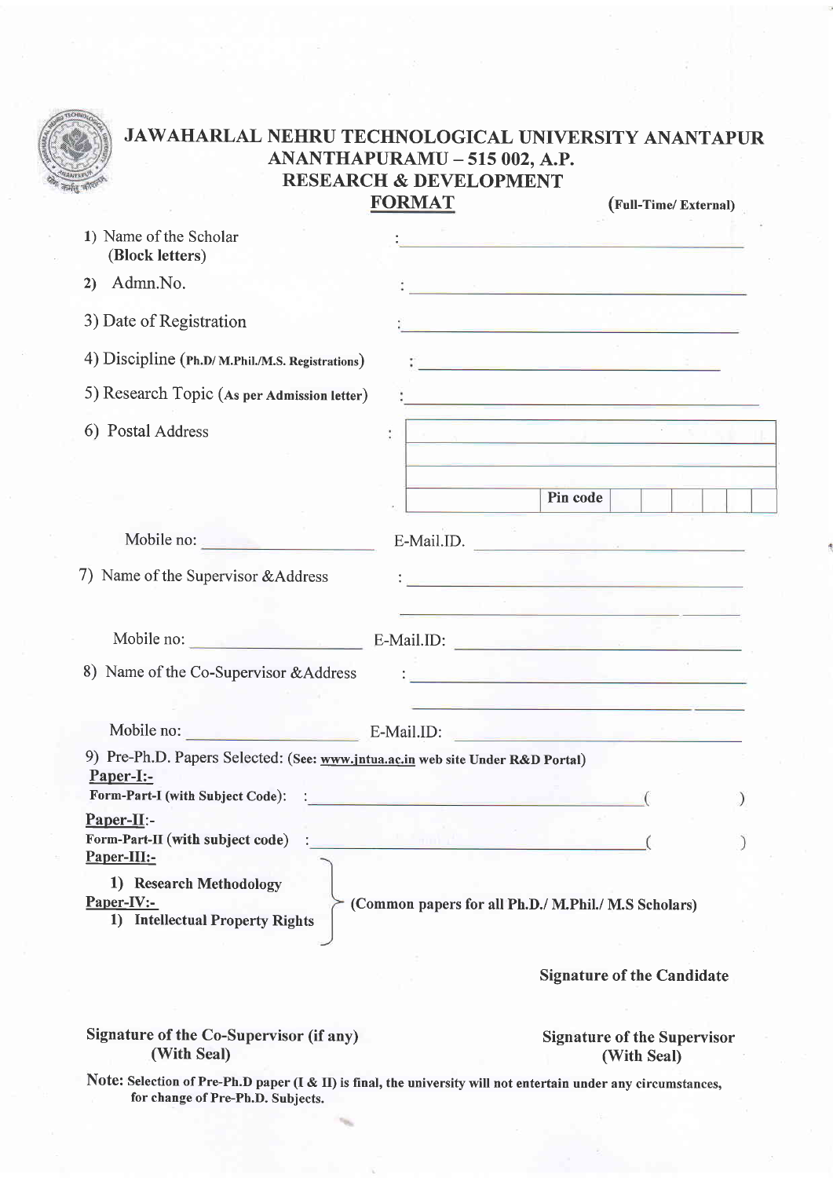# JAWAHARLAL NEHRU TECHNOLOGICAL UNIVERSITY ANANTAPUR
## ANANTHAPURAMU – 515 002, A.P.
## RESEARCH & DEVELOPMENT
## FORMAT

**(Full-Time/ External)**

1) Name of the Scholar (**Block letters**) : ______________________

2) Admn.No. : ______________________

3) Date of Registration : ______________________

4) Discipline (**Ph.D/ M.Phil./M.S. Registrations**) : ______________________

5) Research Topic (**As per Admission letter**) : ______________________

6) Postal Address :

| | |
|---|---|
| | |
| | |
| | |
| | **Pin code** |

Mobile no: ______________ E-Mail.ID. ______________

7) Name of the Supervisor &Address : ______________________

______________________

Mobile no: ______________ E-Mail.ID: ______________

8) Name of the Co-Supervisor &Address : ______________________

______________________

Mobile no: ______________ E-Mail.ID: ______________

9) Pre-Ph.D. Papers Selected: (**See: www.jntua.ac.in web site Under R&D Portal**)

**Paper-I:-**

**Form-Part-I (with Subject Code):** : ______________________ (        )

**Paper-II:-**

**Form-Part-II (with subject code)** : ______________________ (        )

**Paper-III:-**

**1) Research Methodology**

**Paper-IV:-**

**1) Intellectual Property Rights**

**(Common papers for all Ph.D./ M.Phil./ M.S Scholars)**

**Signature of the Candidate**

**Signature of the Co-Supervisor (if any) (With Seal)**

**Signature of the Supervisor (With Seal)**

Note: **Selection of Pre-Ph.D paper (I & II) is final, the university will not entertain under any circumstances, for change of Pre-Ph.D. Subjects.**